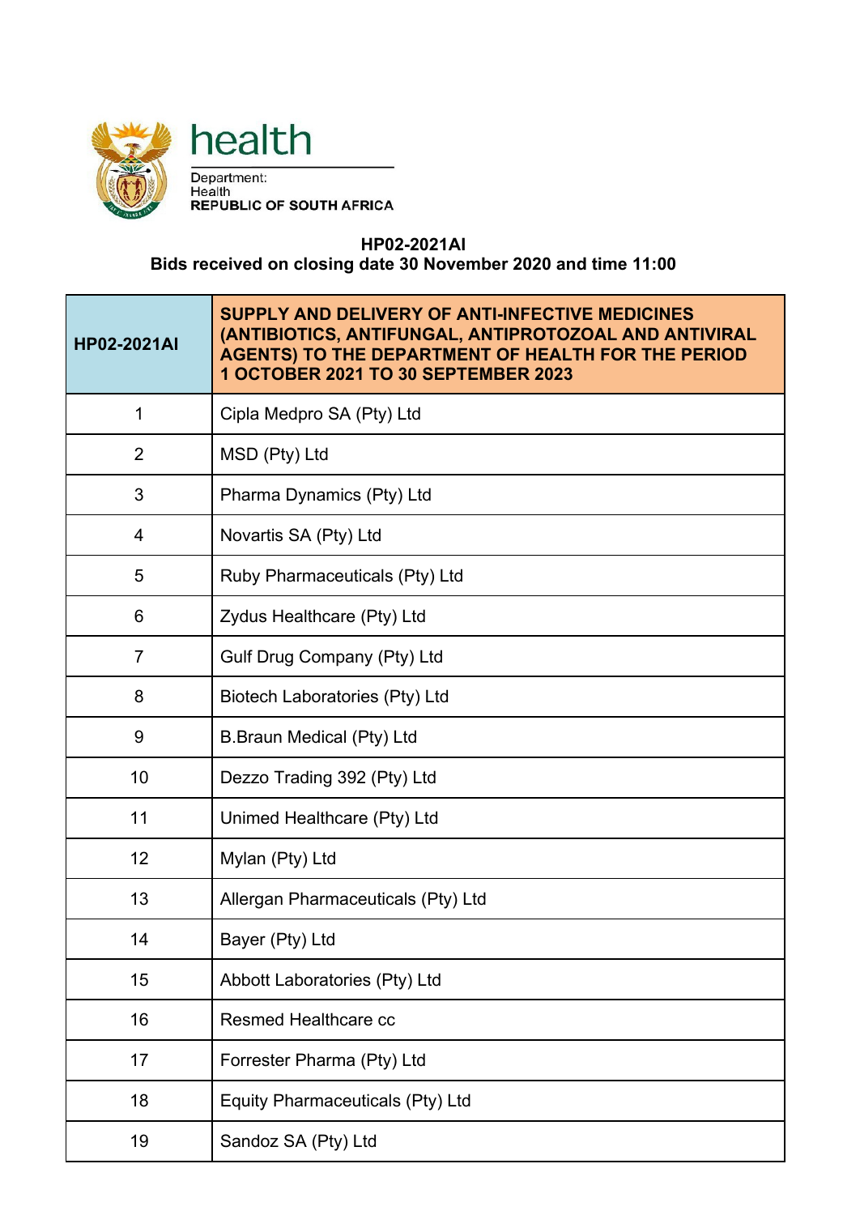health

Department:
Health
REPUBLIC OF SOUTH AFRICA

**HP02-2021AI**
**Bids received on closing date 30 November 2020 and time 11:00**

| HP02-2021AI | SUPPLY AND DELIVERY OF ANTI-INFECTIVE MEDICINES (ANTIBIOTICS, ANTIFUNGAL, ANTIPROTOZOAL AND ANTIVIRAL AGENTS) TO THE DEPARTMENT OF HEALTH FOR THE PERIOD 1 OCTOBER 2021 TO 30 SEPTEMBER 2023 |
|---|---|
| 1 | Cipla Medpro SA (Pty) Ltd |
| 2 | MSD (Pty) Ltd |
| 3 | Pharma Dynamics (Pty) Ltd |
| 4 | Novartis SA (Pty) Ltd |
| 5 | Ruby Pharmaceuticals (Pty) Ltd |
| 6 | Zydus Healthcare (Pty) Ltd |
| 7 | Gulf Drug Company (Pty) Ltd |
| 8 | Biotech Laboratories (Pty) Ltd |
| 9 | B.Braun Medical (Pty) Ltd |
| 10 | Dezzo Trading 392 (Pty) Ltd |
| 11 | Unimed Healthcare (Pty) Ltd |
| 12 | Mylan (Pty) Ltd |
| 13 | Allergan Pharmaceuticals (Pty) Ltd |
| 14 | Bayer (Pty) Ltd |
| 15 | Abbott Laboratories (Pty) Ltd |
| 16 | Resmed Healthcare cc |
| 17 | Forrester Pharma (Pty) Ltd |
| 18 | Equity Pharmaceuticals (Pty) Ltd |
| 19 | Sandoz SA (Pty) Ltd |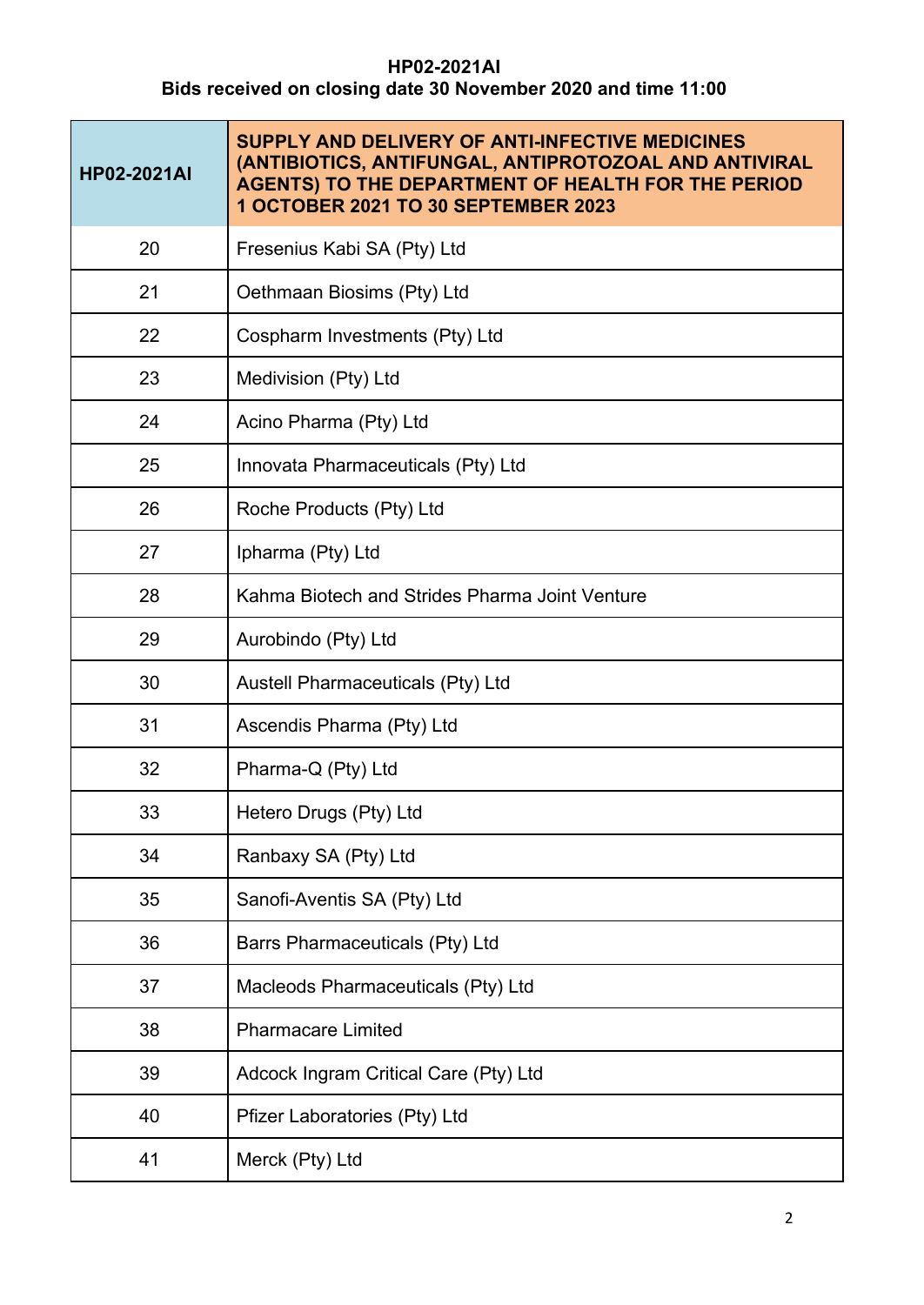**HP02-2021AI**
**Bids received on closing date 30 November 2020 and time 11:00**

| HP02-2021AI | SUPPLY AND DELIVERY OF ANTI-INFECTIVE MEDICINES (ANTIBIOTICS, ANTIFUNGAL, ANTIPROTOZOAL AND ANTIVIRAL AGENTS) TO THE DEPARTMENT OF HEALTH FOR THE PERIOD 1 OCTOBER 2021 TO 30 SEPTEMBER 2023 |
|---|---|
| 20 | Fresenius Kabi SA (Pty) Ltd |
| 21 | Oethmaan Biosims (Pty) Ltd |
| 22 | Cospharm Investments (Pty) Ltd |
| 23 | Medivision (Pty) Ltd |
| 24 | Acino Pharma (Pty) Ltd |
| 25 | Innovata Pharmaceuticals (Pty) Ltd |
| 26 | Roche Products (Pty) Ltd |
| 27 | Ipharma (Pty) Ltd |
| 28 | Kahma Biotech and Strides Pharma Joint Venture |
| 29 | Aurobindo (Pty) Ltd |
| 30 | Austell Pharmaceuticals (Pty) Ltd |
| 31 | Ascendis Pharma (Pty) Ltd |
| 32 | Pharma-Q (Pty) Ltd |
| 33 | Hetero Drugs (Pty) Ltd |
| 34 | Ranbaxy SA (Pty) Ltd |
| 35 | Sanofi-Aventis SA (Pty) Ltd |
| 36 | Barrs Pharmaceuticals (Pty) Ltd |
| 37 | Macleods Pharmaceuticals (Pty) Ltd |
| 38 | Pharmacare Limited |
| 39 | Adcock Ingram Critical Care (Pty) Ltd |
| 40 | Pfizer Laboratories (Pty) Ltd |
| 41 | Merck (Pty) Ltd |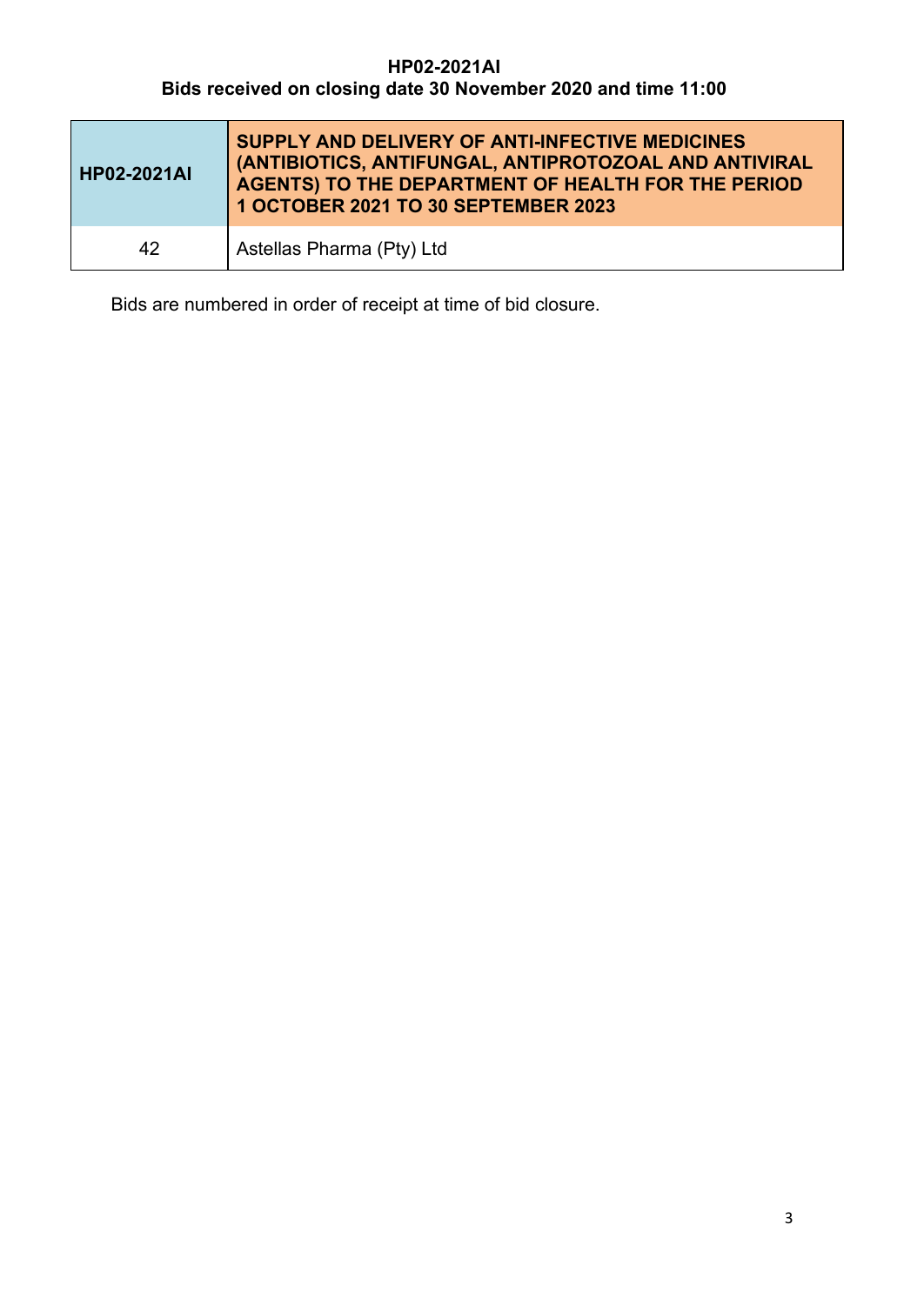**HP02-2021AI**
**Bids received on closing date 30 November 2020 and time 11:00**

| **HP02-2021AI** | **SUPPLY AND DELIVERY OF ANTI-INFECTIVE MEDICINES (ANTIBIOTICS, ANTIFUNGAL, ANTIPROTOZOAL AND ANTIVIRAL AGENTS) TO THE DEPARTMENT OF HEALTH FOR THE PERIOD 1 OCTOBER 2021 TO 30 SEPTEMBER 2023** |
|---|---|
| 42 | Astellas Pharma (Pty) Ltd |

Bids are numbered in order of receipt at time of bid closure.